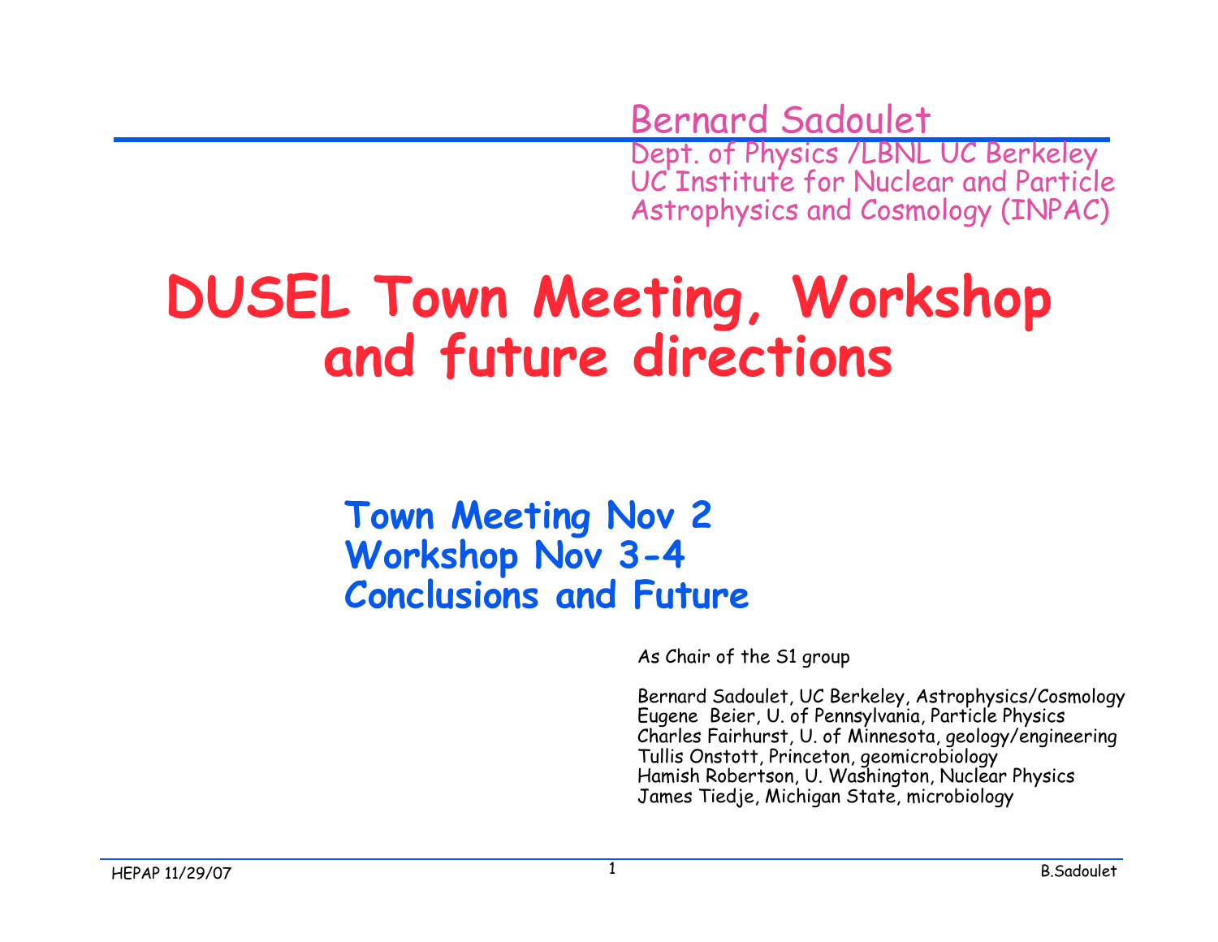Bernard Sadoulet
Dept. of Physics /LBNL UC Berkeley
UC Institute for Nuclear and Particle Astrophysics and Cosmology (INPAC)

# DUSEL Town Meeting, Workshop and future directions

**Town Meeting Nov 2**
**Workshop Nov 3-4**
**Conclusions and Future**

As Chair of the S1 group

Bernard Sadoulet, UC Berkeley, Astrophysics/Cosmology
Eugene Beier, U. of Pennsylvania, Particle Physics
Charles Fairhurst, U. of Minnesota, geology/engineering
Tullis Onstott, Princeton, geomicrobiology
Hamish Robertson, U. Washington, Nuclear Physics
James Tiedje, Michigan State, microbiology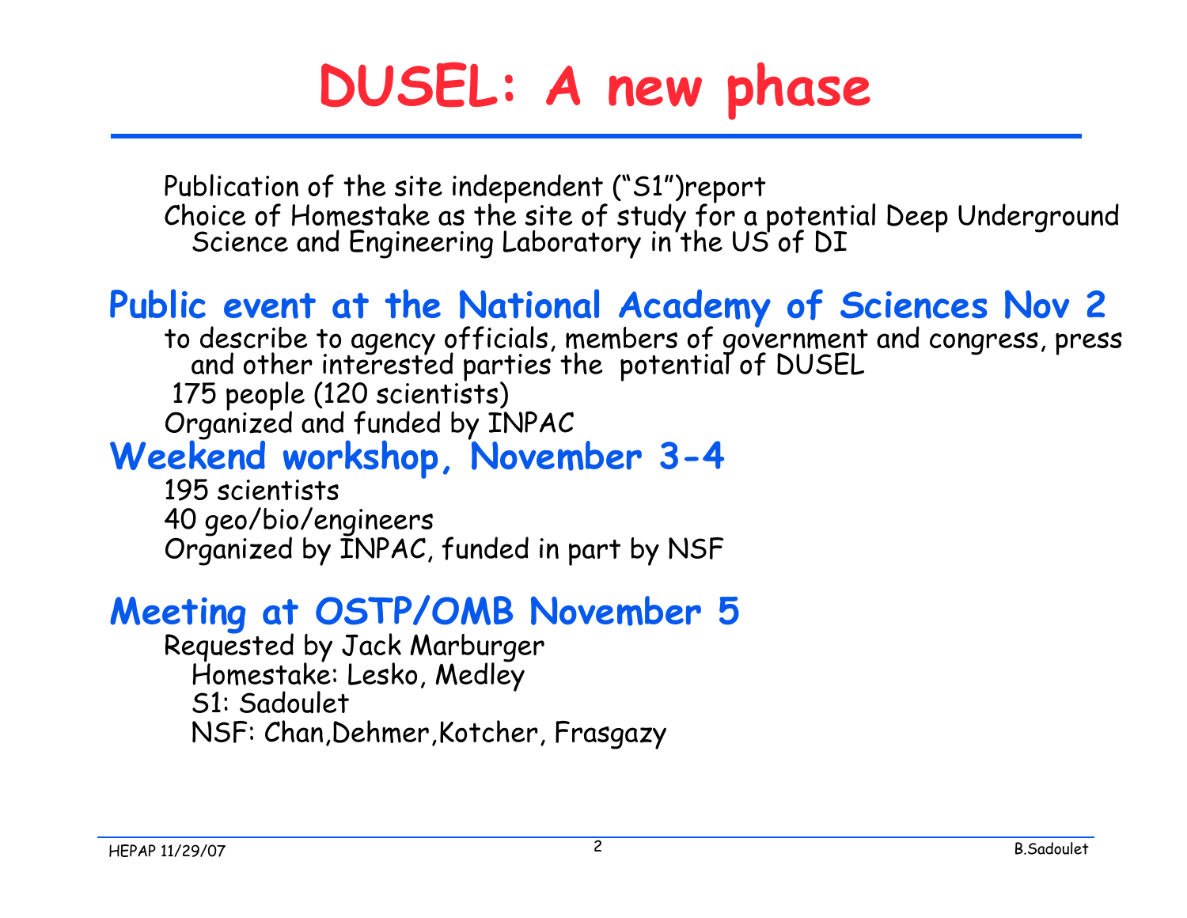# DUSEL: A new phase

- Publication of the site independent ("S1")report
- Choice of Homestake as the site of study for a potential Deep Underground Science and Engineering Laboratory in the US of DI

## Public event at the National Academy of Sciences Nov 2

- to describe to agency officials, members of government and congress, press and other interested parties the potential of DUSEL
- 175 people (120 scientists)
- Organized and funded by INPAC

## Weekend workshop, November 3-4

- 195 scientists
- 40 geo/bio/engineers
- Organized by INPAC, funded in part by NSF

## Meeting at OSTP/OMB November 5

- Requested by Jack Marburger
  - Homestake: Lesko, Medley
  - S1: Sadoulet
  - NSF: Chan,Dehmer,Kotcher, Frasgazy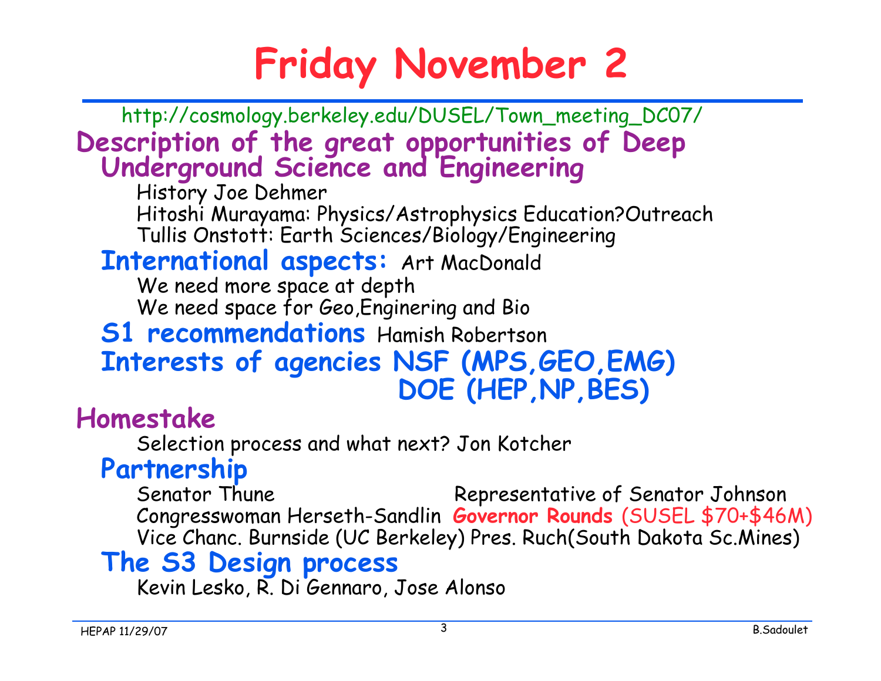# Friday November 2

http://cosmology.berkeley.edu/DUSEL/Town_meeting_DC07/

## Description of the great opportunities of Deep Underground Science and Engineering

History Joe Dehmer

Hitoshi Murayama: Physics/Astrophysics Education?Outreach

Tullis Onstott: Earth Sciences/Biology/Engineering

### International aspects: Art MacDonald

We need more space at depth

We need space for Geo,Enginering and Bio

### S1 recommendations Hamish Robertson

### Interests of agencies NSF (MPS,GEO,EMG) DOE (HEP,NP,BES)

## Homestake

Selection process and what next? Jon Kotcher

### Partnership

Senator Thune

Representative of Senator Johnson

Congresswoman Herseth-Sandlin

**Governor Rounds** (SUSEL $70+$46M)

Vice Chanc. Burnside (UC Berkeley)

Pres. Ruch(South Dakota Sc.Mines)

### The S3 Design process

Kevin Lesko, R. Di Gennaro, Jose Alonso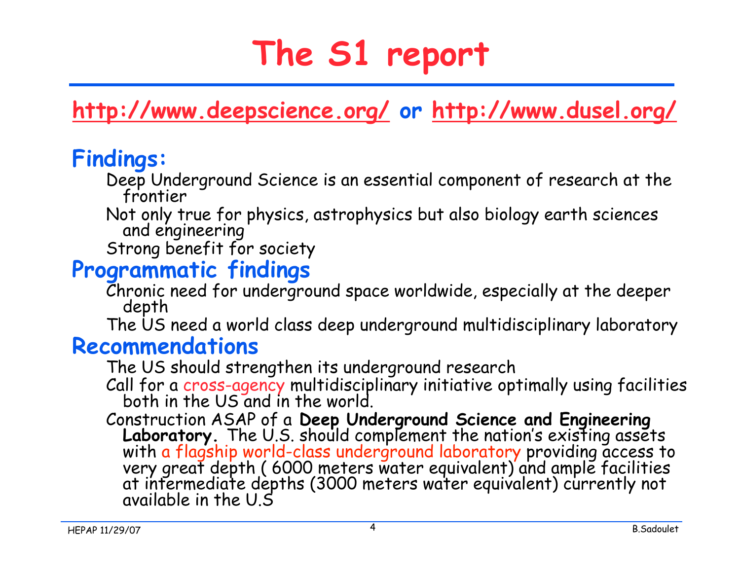# The S1 report

http://www.deepscience.org/ or http://www.dusel.org/

## Findings:

- Deep Underground Science is an essential component of research at the frontier
- Not only true for physics, astrophysics but also biology earth sciences and engineering
- Strong benefit for society

## Programmatic findings

- Chronic need for underground space worldwide, especially at the deeper depth
- The US need a world class deep underground multidisciplinary laboratory

## Recommendations

- The US should strengthen its underground research
- Call for a cross-agency multidisciplinary initiative optimally using facilities both in the US and in the world.
- Construction ASAP of a **Deep Underground Science and Engineering Laboratory.** The U.S. should complement the nation's existing assets with a flagship world-class underground laboratory providing access to very great depth ( 6000 meters water equivalent) and ample facilities at intermediate depths (3000 meters water equivalent) currently not available in the U.S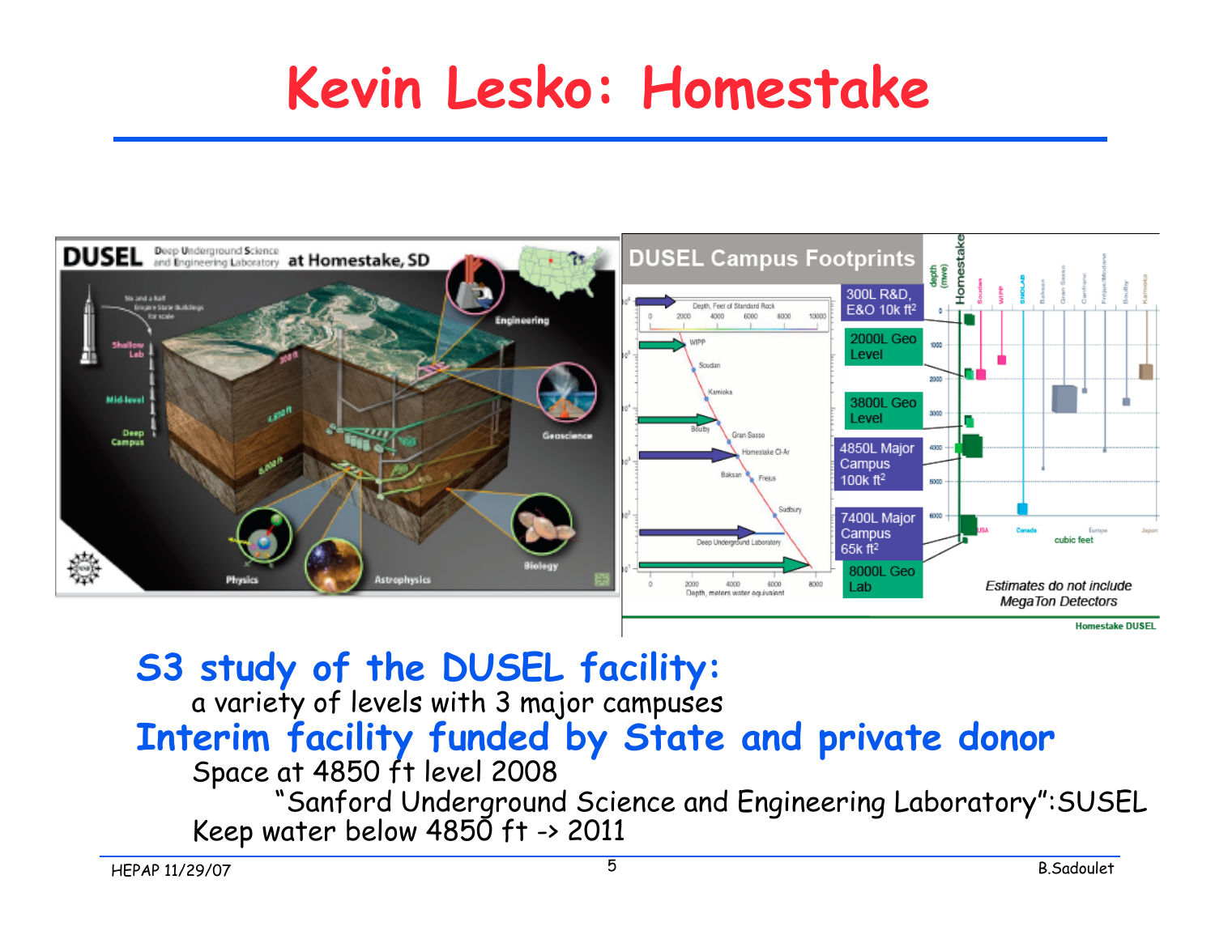# Kevin Lesko: Homestake

## S3 study of the DUSEL facility:

a variety of levels with 3 major campuses

## Interim facility funded by State and private donor

Space at 4850 ft level 2008

"Sanford Underground Science and Engineering Laboratory":SUSEL

Keep water below 4850 ft -> 2011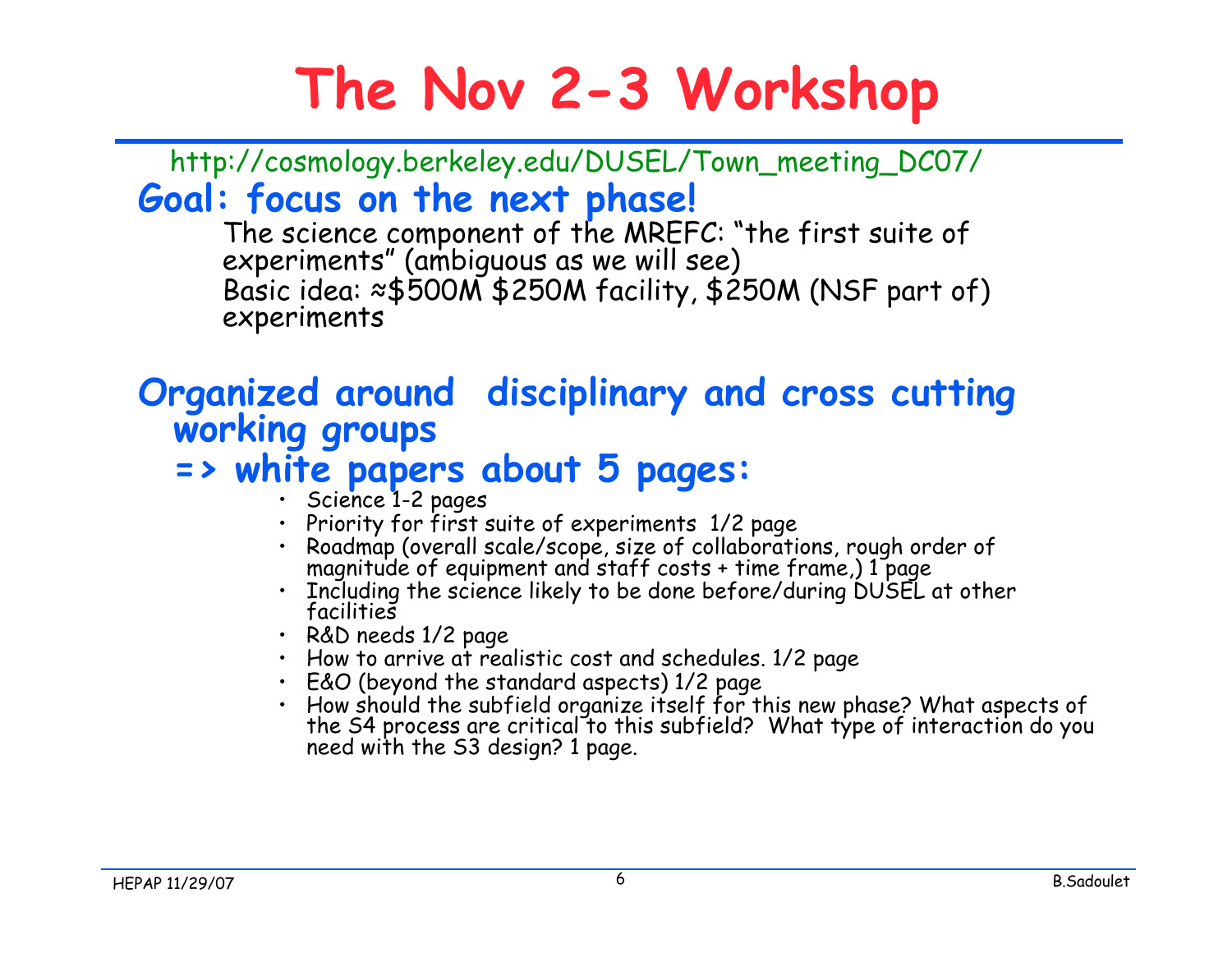# The Nov 2-3 Workshop

http://cosmology.berkeley.edu/DUSEL/Town_meeting_DC07/

## Goal: focus on the next phase!

The science component of the MREFC: "the first suite of experiments" (ambiguous as we will see)
Basic idea: ≈$500M $250M facility, $250M (NSF part of) experiments

## Organized around disciplinary and cross cutting working groups

### => white papers about 5 pages:

- Science 1-2 pages
- Priority for first suite of experiments 1/2 page
- Roadmap (overall scale/scope, size of collaborations, rough order of magnitude of equipment and staff costs + time frame,) 1 page
- Including the science likely to be done before/during DUSEL at other facilities
- R&D needs 1/2 page
- How to arrive at realistic cost and schedules. 1/2 page
- E&O (beyond the standard aspects) 1/2 page
- How should the subfield organize itself for this new phase? What aspects of the S4 process are critical to this subfield? What type of interaction do you need with the S3 design? 1 page.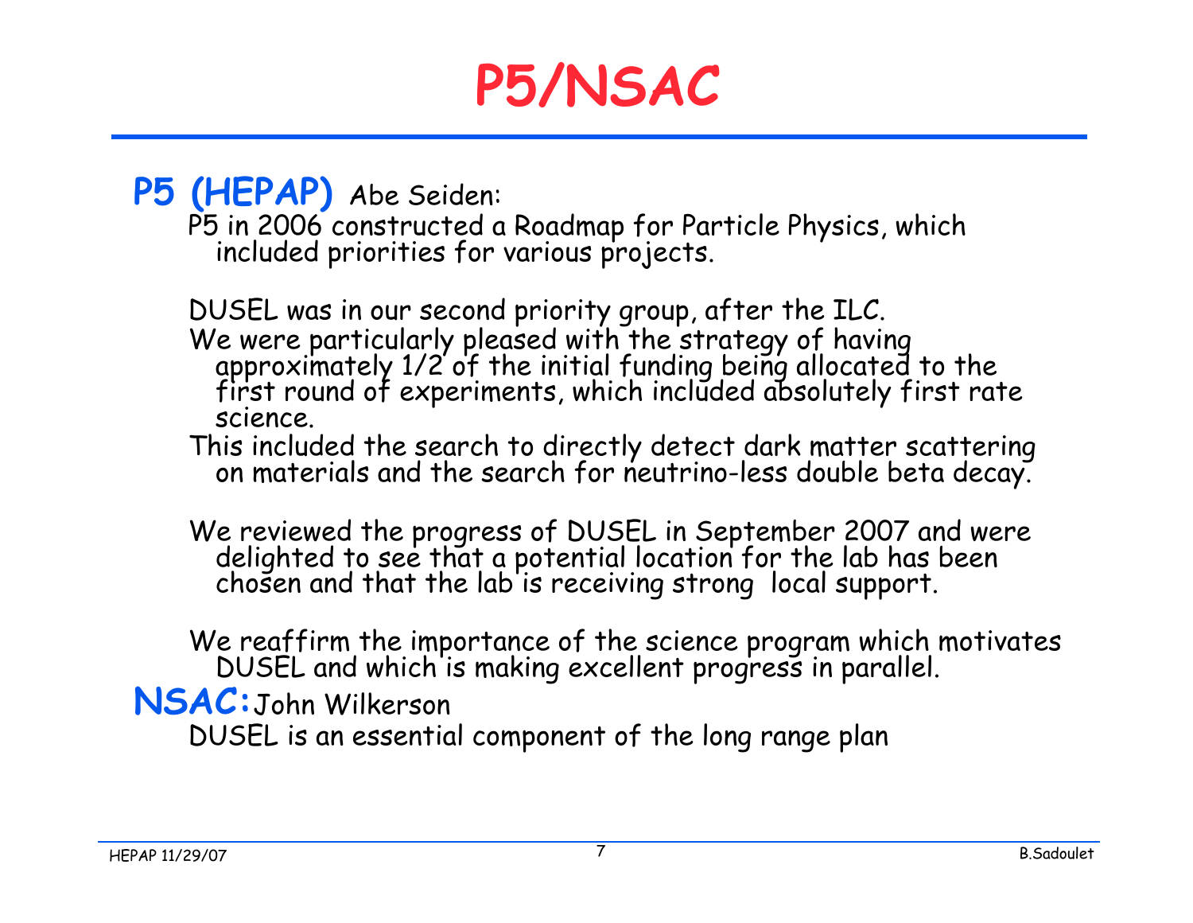# P5/NSAC

**P5 (HEPAP)** Abe Seiden:

P5 in 2006 constructed a Roadmap for Particle Physics, which included priorities for various projects.

DUSEL was in our second priority group, after the ILC.
We were particularly pleased with the strategy of having approximately 1/2 of the initial funding being allocated to the first round of experiments, which included absolutely first rate science.
This included the search to directly detect dark matter scattering on materials and the search for neutrino-less double beta decay.

We reviewed the progress of DUSEL in September 2007 and were delighted to see that a potential location for the lab has been chosen and that the lab is receiving strong local support.

We reaffirm the importance of the science program which motivates DUSEL and which is making excellent progress in parallel.

**NSAC:** John Wilkerson

DUSEL is an essential component of the long range plan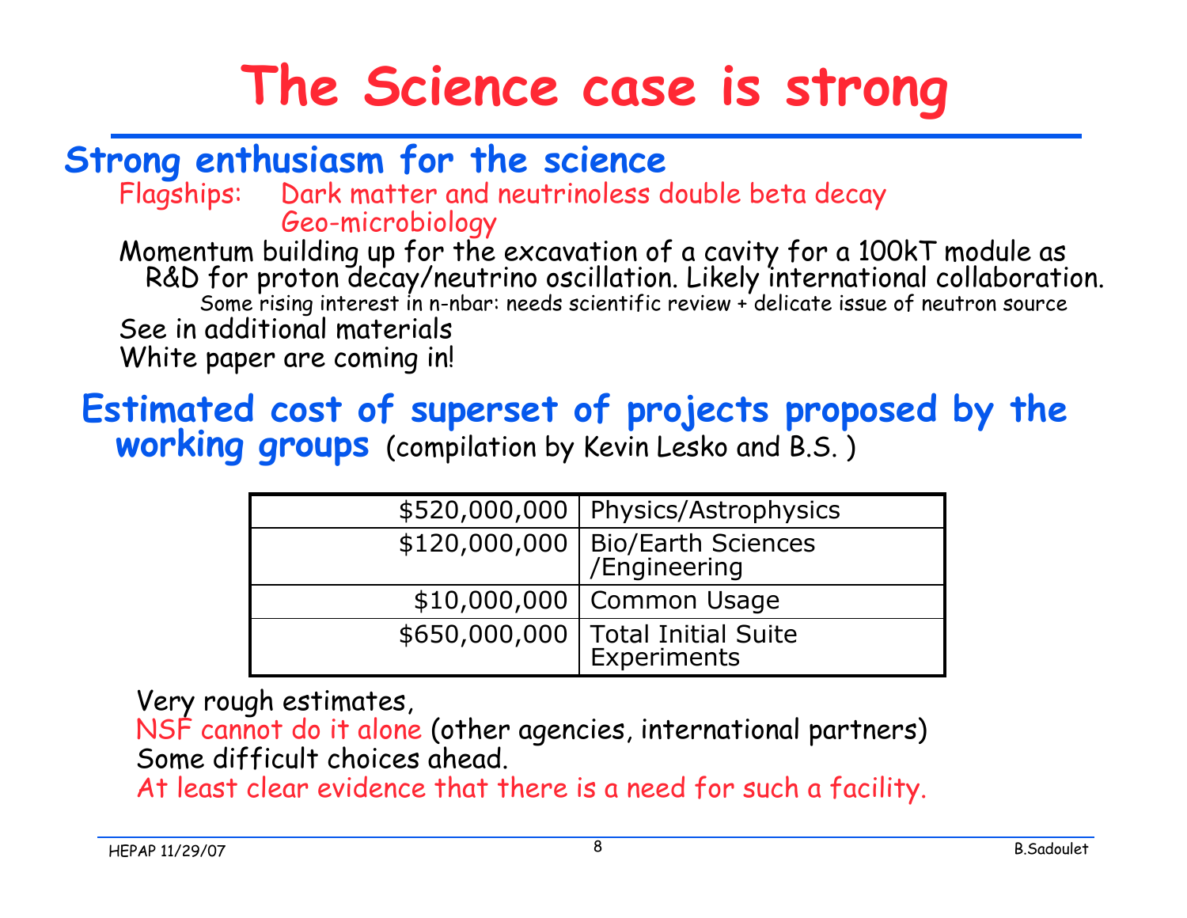# The Science case is strong

## Strong enthusiasm for the science

Flagships: Dark matter and neutrinoless double beta decay
Geo-microbiology

Momentum building up for the excavation of a cavity for a 100kT module as R&D for proton decay/neutrino oscillation. Likely international collaboration.

Some rising interest in n-nbar: needs scientific review + delicate issue of neutron source

See in additional materials

White paper are coming in!

## Estimated cost of superset of projects proposed by the working groups (compilation by Kevin Lesko and B.S. )

| | |
|---|---|
| \$520,000,000 | Physics/Astrophysics |
| \$120,000,000 | Bio/Earth Sciences /Engineering |
| \$10,000,000 | Common Usage |
| \$650,000,000 | Total Initial Suite Experiments |

Very rough estimates,

NSF cannot do it alone (other agencies, international partners)

Some difficult choices ahead.

At least clear evidence that there is a need for such a facility.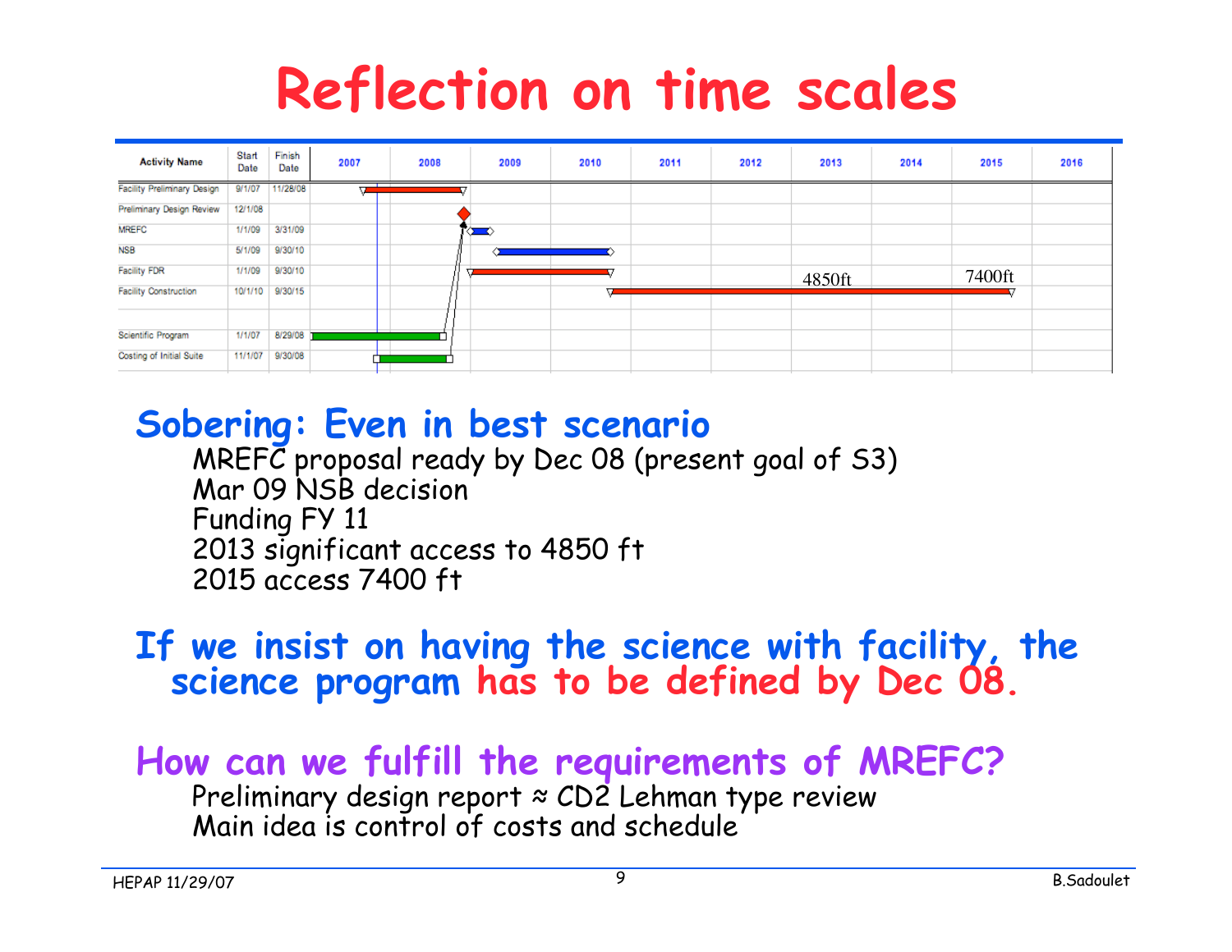# Reflection on time scales

| Activity Name | Start Date | Finish Date |
|---|---|---|
| Facility Preliminary Design | 9/1/07 | 11/28/08 |
| Preliminary Design Review | 12/1/08 | |
| MREFC | 1/1/09 | 3/31/09 |
| NSB | 5/1/09 | 9/30/10 |
| Facility FDR | 1/1/09 | 9/30/10 |
| Facility Construction | 10/1/10 | 9/30/15 |
| | | |
| Scientific Program | 1/1/07 | 8/29/08 |
| Costing of Initial Suite | 11/1/07 | 9/30/08 |

(Timeline 2007–2016; Facility Construction annotated 4850ft at 2013 and 7400ft at 2015)

## Sobering: Even in best scenario

- MREFC proposal ready by Dec 08 (present goal of S3)
- Mar 09 NSB decision
- Funding FY 11
- 2013 significant access to 4850 ft
- 2015 access 7400 ft

## If we insist on having the science with facility, the science program has to be defined by Dec 08.

## How can we fulfill the requirements of MREFC?

- Preliminary design report ≈ CD2 Lehman type review
- Main idea is control of costs and schedule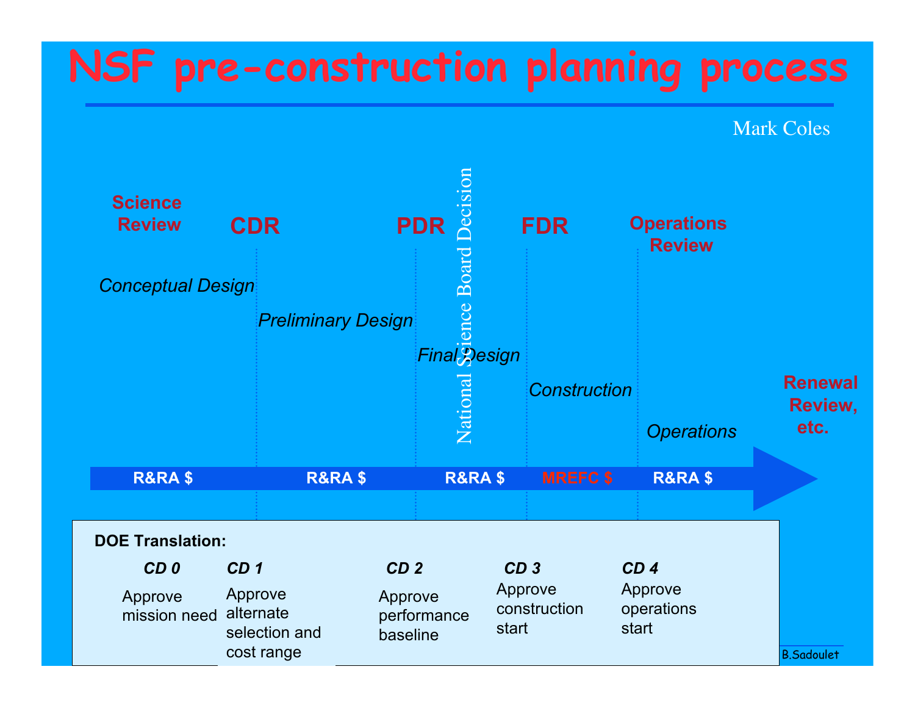# NSF pre-construction planning process

Mark Coles

**Science Review** — *Conceptual Design* — R&RA $

**CDR** — *Preliminary Design* — R&RA $

**PDR** — *Final Design* — R&RA $

National Science Board Decision

**FDR** — *Construction* — MREFC $

**Operations Review** — *Operations* — R&RA $

**Renewal Review, etc.**

**DOE Translation:**

| CD 0 | CD 1 | CD 2 | CD 3 | CD 4 |
|---|---|---|---|---|
| Approve mission need | Approve alternate selection and cost range | Approve performance baseline | Approve construction start | Approve operations start |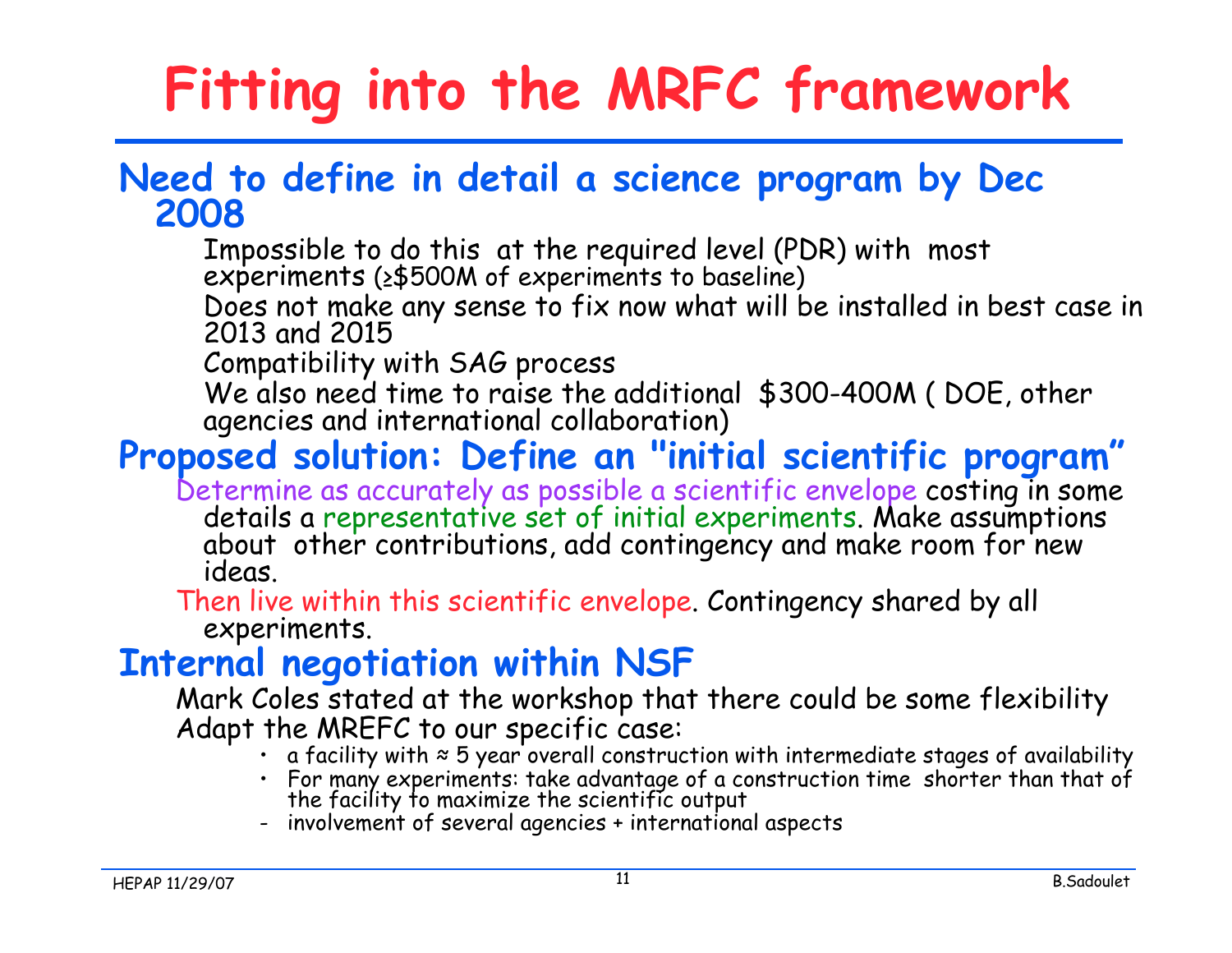# Fitting into the MRFC framework

## Need to define in detail a science program by Dec 2008

- Impossible to do this at the required level (PDR) with most experiments (≥$500M of experiments to baseline)
- Does not make any sense to fix now what will be installed in best case in 2013 and 2015
- Compatibility with SAG process
- We also need time to raise the additional $300-400M ( DOE, other agencies and international collaboration)

## Proposed solution: Define an "initial scientific program"

- Determine as accurately as possible a scientific envelope costing in some details a representative set of initial experiments. Make assumptions about other contributions, add contingency and make room for new ideas.
- Then live within this scientific envelope. Contingency shared by all experiments.

## Internal negotiation within NSF

- Mark Coles stated at the workshop that there could be some flexibility
- Adapt the MREFC to our specific case:
  - a facility with ≈ 5 year overall construction with intermediate stages of availability
  - For many experiments: take advantage of a construction time shorter than that of the facility to maximize the scientific output
  - involvement of several agencies + international aspects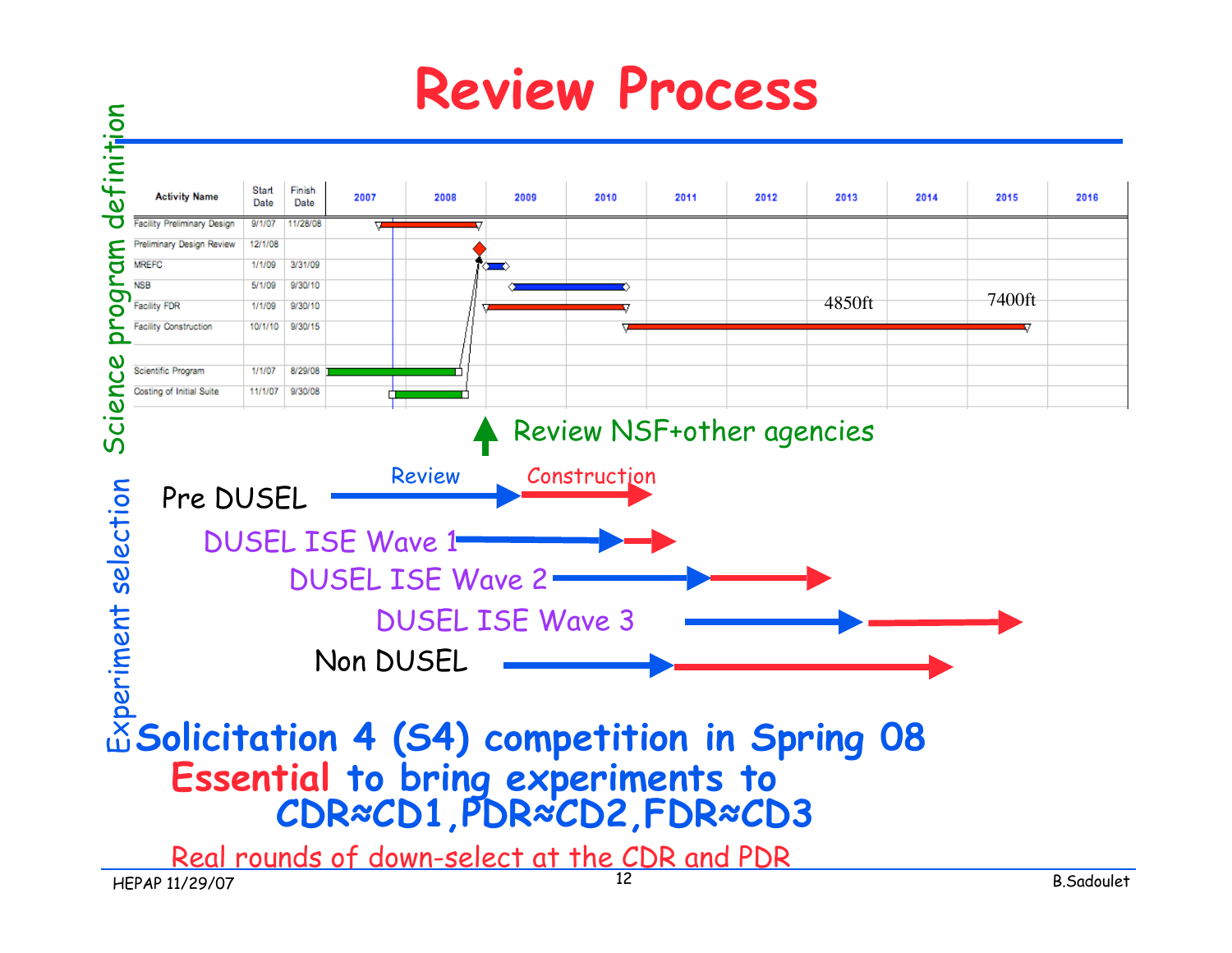# Review Process

*Science program definition*

| Activity Name | Start Date | Finish Date |
|---|---|---|
| Facility Preliminary Design | 9/1/07 | 11/28/08 |
| Preliminary Design Review | 12/1/08 | |
| MREFC | 1/1/09 | 3/31/09 |
| NSB | 5/1/09 | 9/30/10 |
| Facility FDR | 1/1/09 | 9/30/10 |
| Facility Construction | 10/1/10 | 9/30/15 |
| Scientific Program | 1/1/07 | 8/29/08 |
| Costing of Initial Suite | 11/1/07 | 9/30/08 |

Timeline: 2007 – 2016 (4850ft, 7400ft)

Review NSF+other agencies

*Experiment selection*

- Pre DUSEL — Review → Construction
- DUSEL ISE Wave 1
- DUSEL ISE Wave 2
- DUSEL ISE Wave 3
- Non DUSEL

**Solicitation 4 (S4) competition in Spring 08**

**Essential to bring experiments to CDR≈CD1, PDR≈CD2, FDR≈CD3**

Real rounds of down-select at the CDR and PDR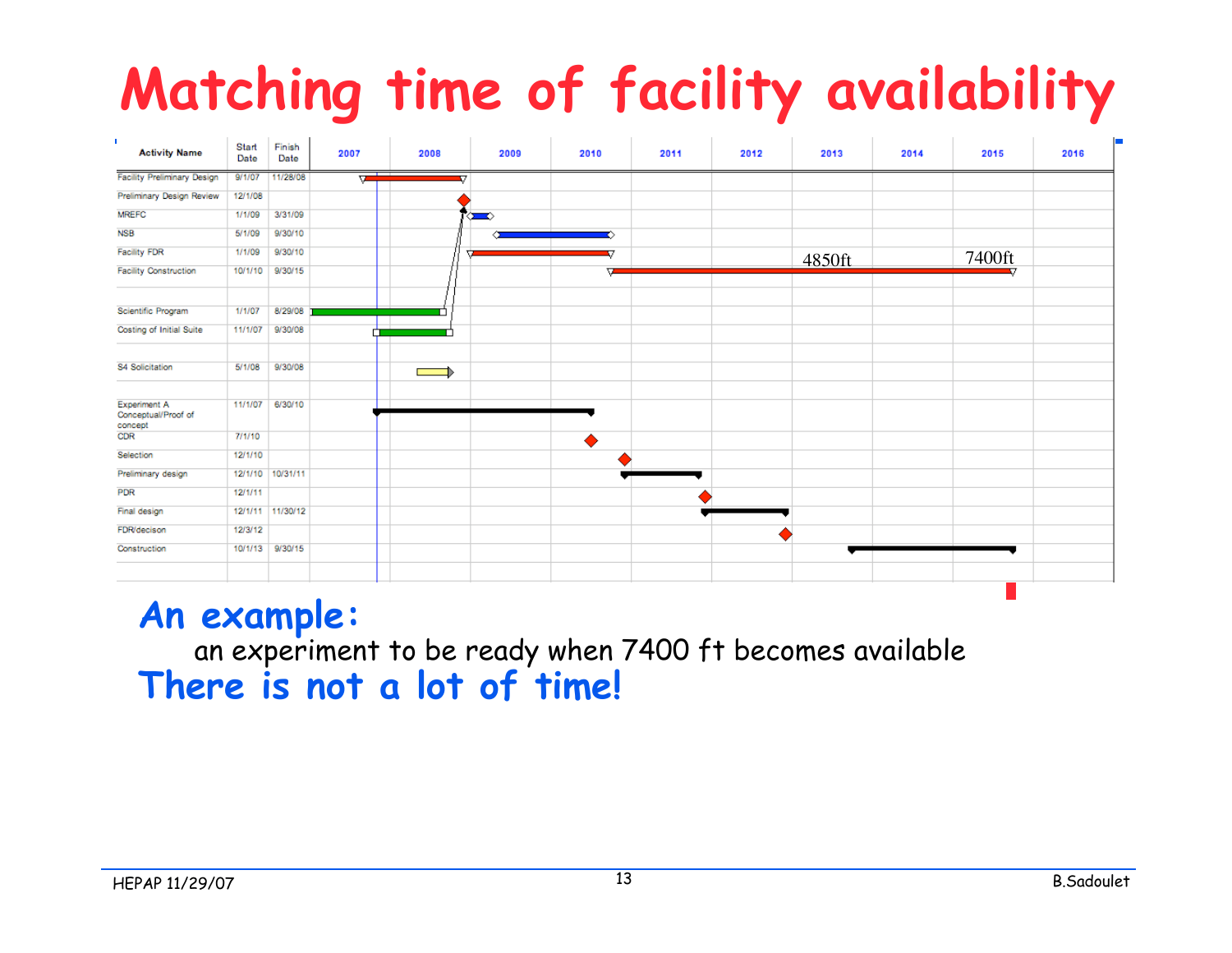# Matching time of facility availability

| Activity Name | Start Date | Finish Date |
|---|---|---|
| Facility Preliminary Design | 9/1/07 | 11/28/08 |
| Preliminary Design Review | 12/1/08 | |
| MREFC | 1/1/09 | 3/31/09 |
| NSB | 5/1/09 | 9/30/10 |
| Facility FDR | 1/1/09 | 9/30/10 |
| Facility Construction | 10/1/10 | 9/30/15 |
| Scientific Program | 1/1/07 | 8/29/08 |
| Costing of Initial Suite | 11/1/07 | 9/30/08 |
| S4 Solicitation | 5/1/08 | 9/30/08 |
| Experiment A Conceptual/Proof of concept | 11/1/07 | 6/30/10 |
| CDR | 7/1/10 | |
| Selection | 12/1/10 | |
| Preliminary design | 12/1/10 | 10/31/11 |
| PDR | 12/1/11 | |
| Final design | 12/1/11 | 11/30/12 |
| FDR/decison | 12/3/12 | |
| Construction | 10/1/13 | 9/30/15 |

Timeline: 2007 – 2016. Facility Construction milestones: 4850ft, 7400ft.

**An example:**

an experiment to be ready when 7400 ft becomes available

**There is not a lot of time!**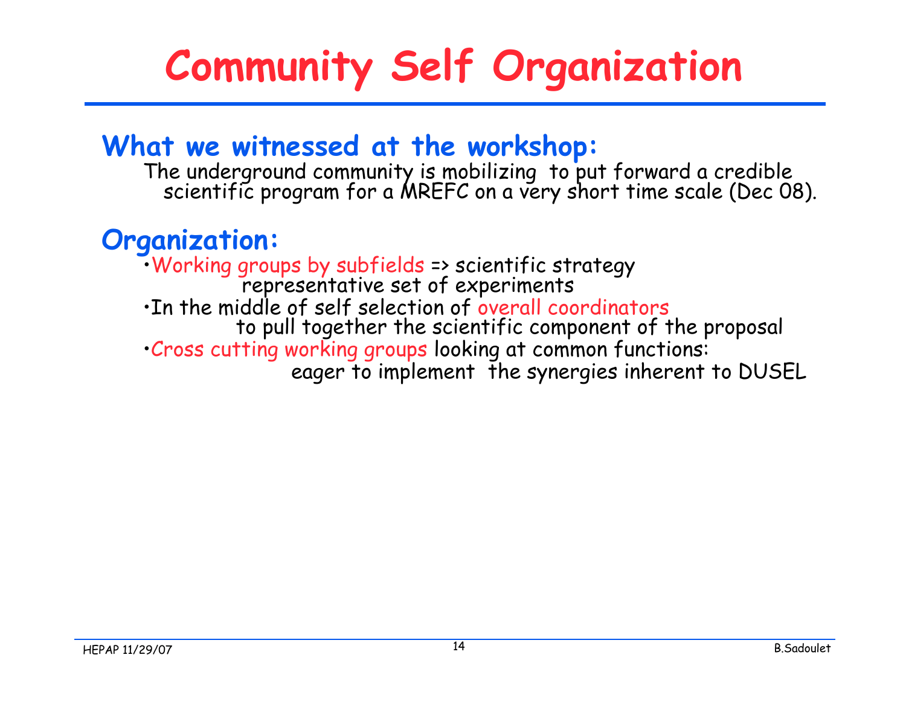# Community Self Organization

## What we witnessed at the workshop:

The underground community is mobilizing to put forward a credible scientific program for a MREFC on a very short time scale (Dec 08).

## Organization:

- Working groups by subfields => scientific strategy
  representative set of experiments
- In the middle of self selection of overall coordinators
  to pull together the scientific component of the proposal
- Cross cutting working groups looking at common functions:
  eager to implement the synergies inherent to DUSEL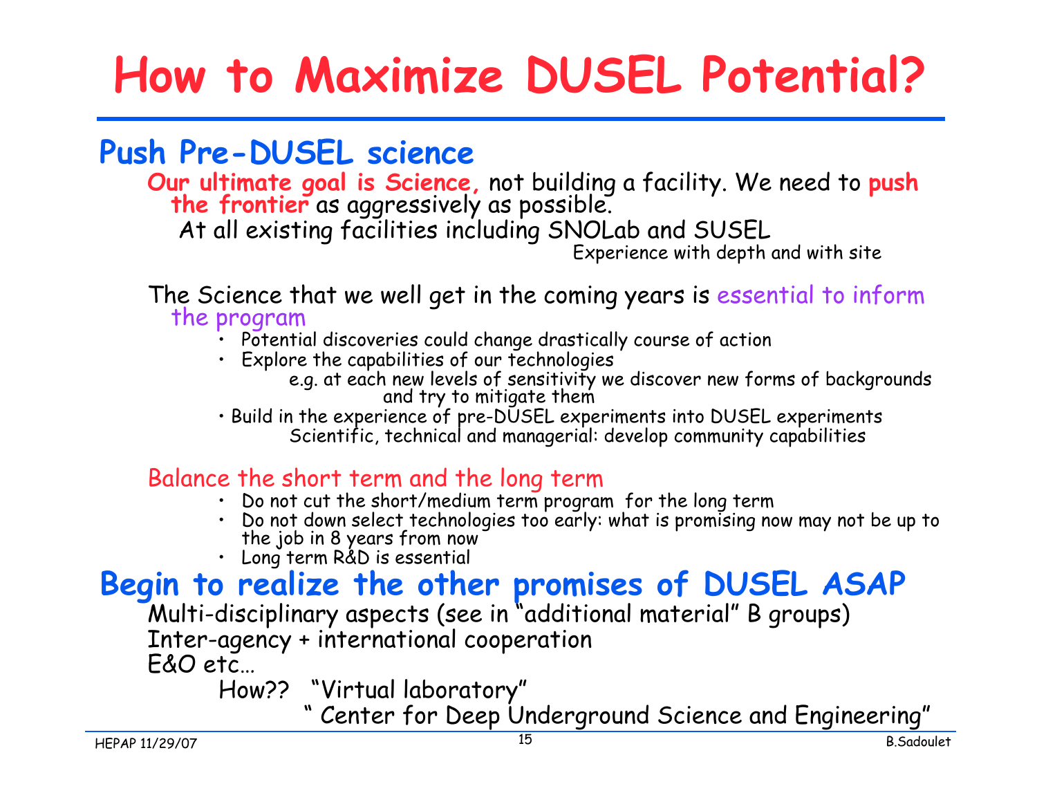# How to Maximize DUSEL Potential?

## Push Pre-DUSEL science

**Our ultimate goal is Science,** not building a facility. We need to **push the frontier** as aggressively as possible.

At all existing facilities including SNOLab and SUSEL

Experience with depth and with site

The Science that we well get in the coming years is essential to inform the program

- Potential discoveries could change drastically course of action
- Explore the capabilities of our technologies
  - e.g. at each new levels of sensitivity we discover new forms of backgrounds and try to mitigate them
- Build in the experience of pre-DUSEL experiments into DUSEL experiments
  - Scientific, technical and managerial: develop community capabilities

Balance the short term and the long term

- Do not cut the short/medium term program for the long term
- Do not down select technologies too early: what is promising now may not be up to the job in 8 years from now
- Long term R&D is essential

## Begin to realize the other promises of DUSEL ASAP

Multi-disciplinary aspects (see in "additional material" B groups)

Inter-agency + international cooperation

E&O etc…

How?? "Virtual laboratory"

" Center for Deep Underground Science and Engineering"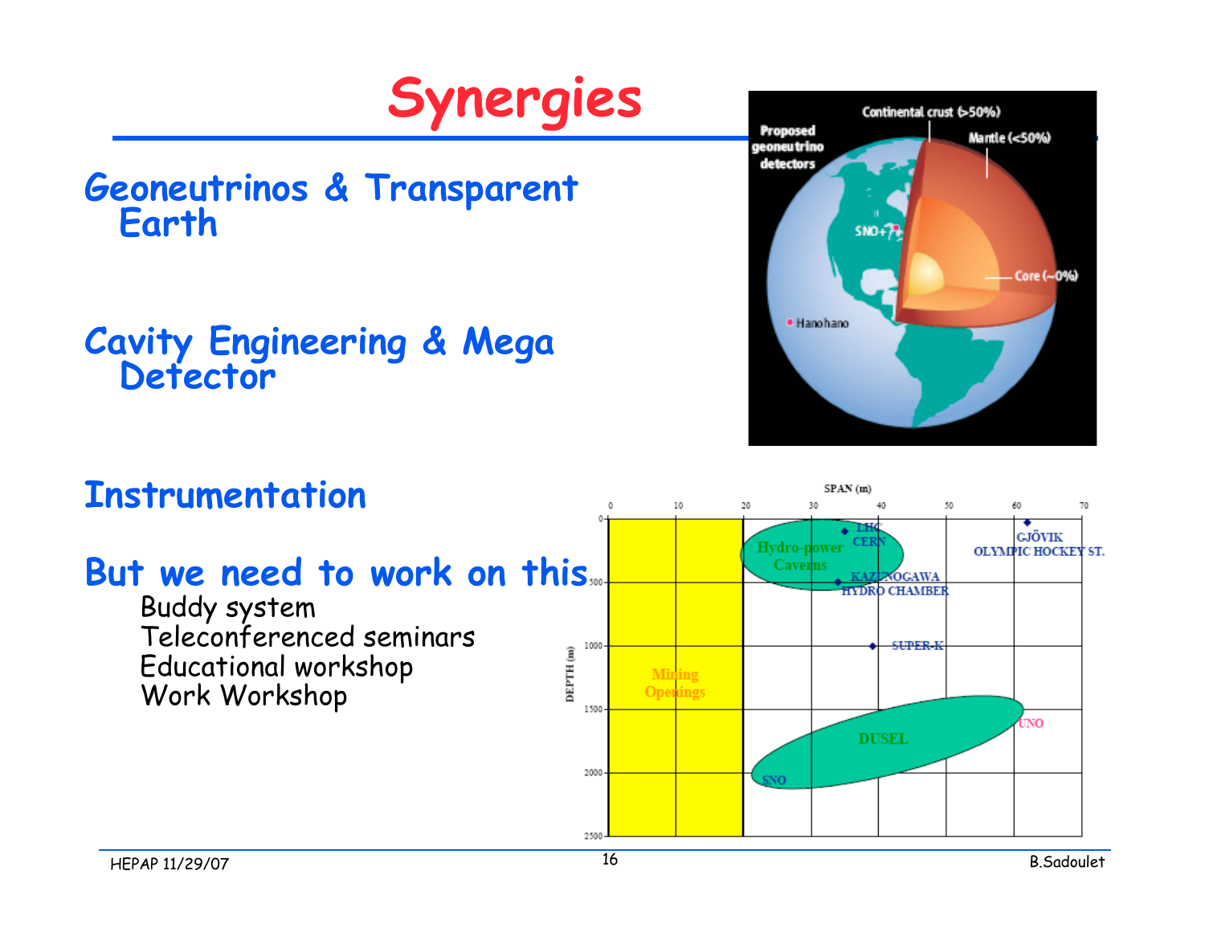# Synergies

## Geoneutrinos & Transparent Earth

## Cavity Engineering & Mega Detector

## Instrumentation

## But we need to work on this

- Buddy system
- Teleconferenced seminars
- Educational workshop
- Work Workshop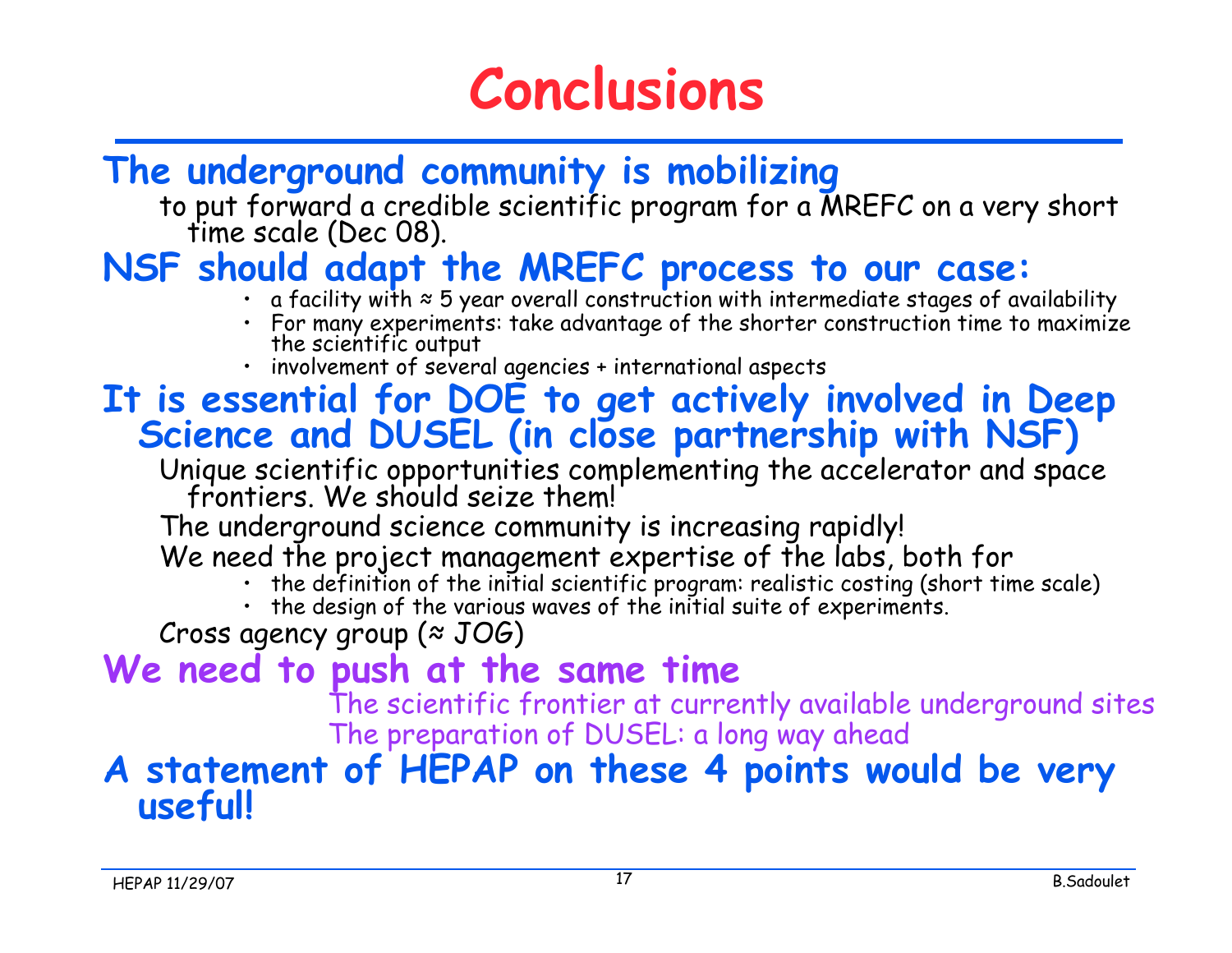# Conclusions

**The underground community is mobilizing**

to put forward a credible scientific program for a MREFC on a very short time scale (Dec 08).

**NSF should adapt the MREFC process to our case:**

- a facility with ≈ 5 year overall construction with intermediate stages of availability
- For many experiments: take advantage of the shorter construction time to maximize the scientific output
- involvement of several agencies + international aspects

**It is essential for DOE to get actively involved in Deep Science and DUSEL (in close partnership with NSF)**

Unique scientific opportunities complementing the accelerator and space frontiers. We should seize them!

The underground science community is increasing rapidly!

We need the project management expertise of the labs, both for

- the definition of the initial scientific program: realistic costing (short time scale)
- the design of the various waves of the initial suite of experiments.

Cross agency group (≈ JOG)

**We need to push at the same time**

The scientific frontier at currently available underground sites

The preparation of DUSEL: a long way ahead

**A statement of HEPAP on these 4 points would be very useful!**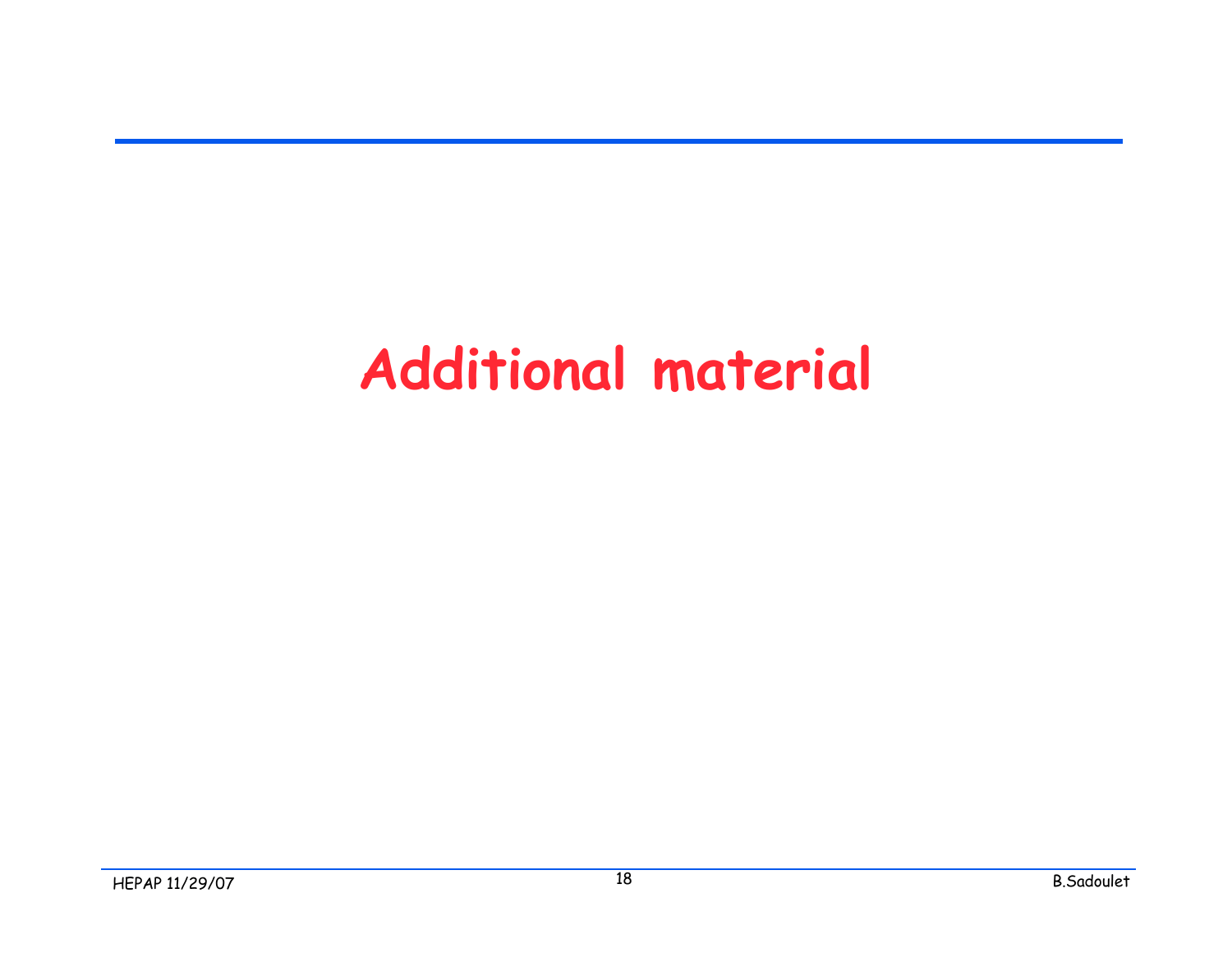# Additional material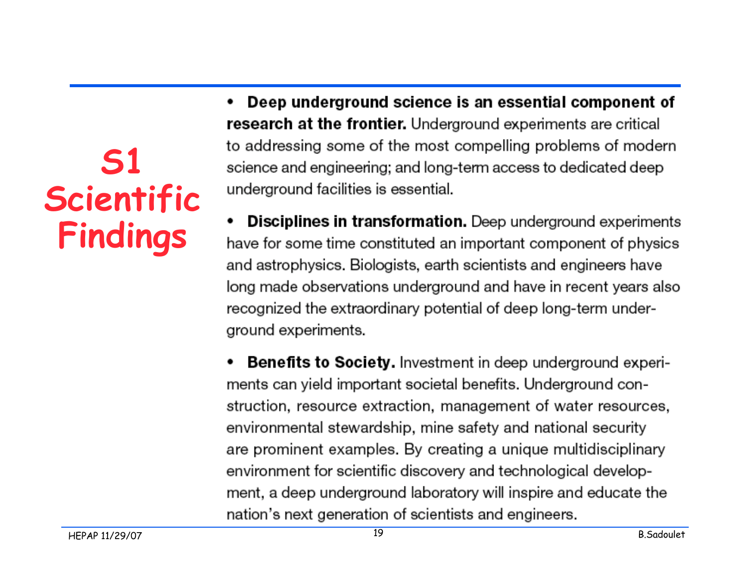# S1 Scientific Findings

- **Deep underground science is an essential component of research at the frontier.** Underground experiments are critical to addressing some of the most compelling problems of modern science and engineering; and long-term access to dedicated deep underground facilities is essential.
- **Disciplines in transformation.** Deep underground experiments have for some time constituted an important component of physics and astrophysics. Biologists, earth scientists and engineers have long made observations underground and have in recent years also recognized the extraordinary potential of deep long-term underground experiments.
- **Benefits to Society.** Investment in deep underground experiments can yield important societal benefits. Underground construction, resource extraction, management of water resources, environmental stewardship, mine safety and national security are prominent examples. By creating a unique multidisciplinary environment for scientific discovery and technological development, a deep underground laboratory will inspire and educate the nation's next generation of scientists and engineers.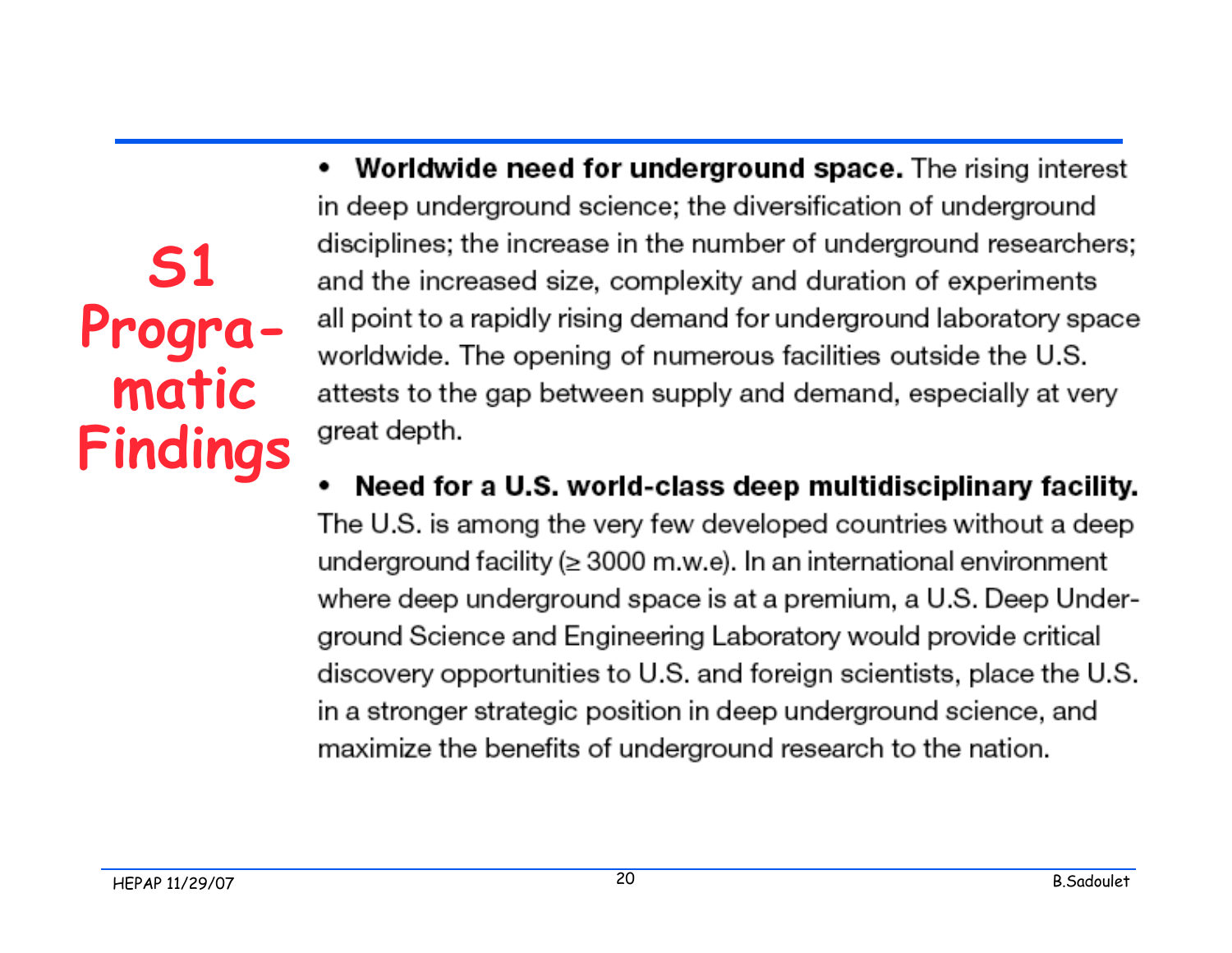# S1 Programatic Findings

- **Worldwide need for underground space.** The rising interest in deep underground science; the diversification of underground disciplines; the increase in the number of underground researchers; and the increased size, complexity and duration of experiments all point to a rapidly rising demand for underground laboratory space worldwide. The opening of numerous facilities outside the U.S. attests to the gap between supply and demand, especially at very great depth.

- **Need for a U.S. world-class deep multidisciplinary facility.** The U.S. is among the very few developed countries without a deep underground facility (≥ 3000 m.w.e). In an international environment where deep underground space is at a premium, a U.S. Deep Underground Science and Engineering Laboratory would provide critical discovery opportunities to U.S. and foreign scientists, place the U.S. in a stronger strategic position in deep underground science, and maximize the benefits of underground research to the nation.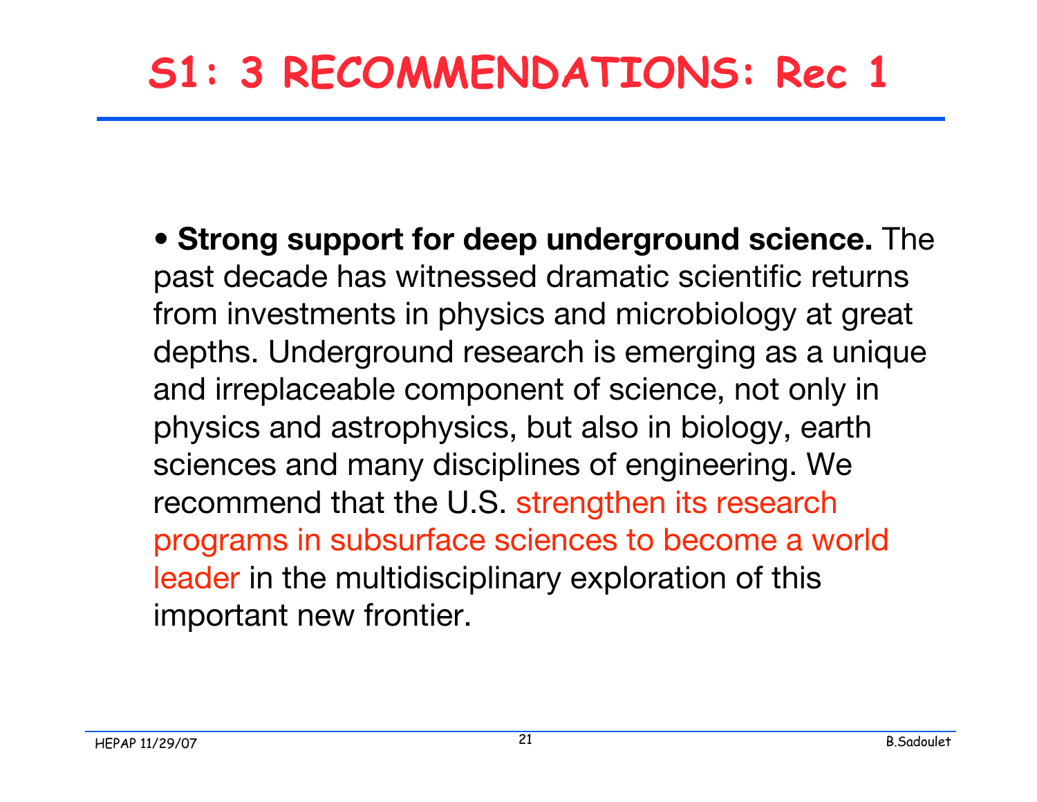# S1: 3 RECOMMENDATIONS: Rec 1

- **Strong support for deep underground science.** The past decade has witnessed dramatic scientific returns from investments in physics and microbiology at great depths. Underground research is emerging as a unique and irreplaceable component of science, not only in physics and astrophysics, but also in biology, earth sciences and many disciplines of engineering. We recommend that the U.S. strengthen its research programs in subsurface sciences to become a world leader in the multidisciplinary exploration of this important new frontier.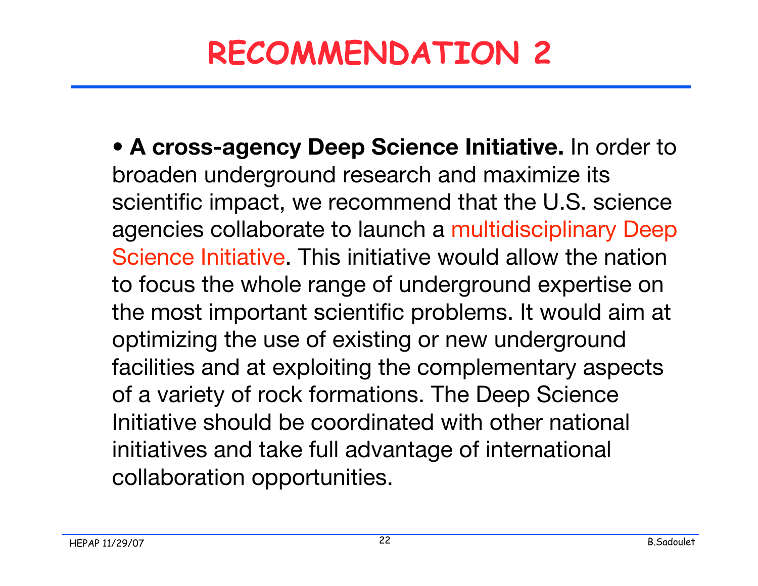# RECOMMENDATION 2

- **A cross-agency Deep Science Initiative.** In order to broaden underground research and maximize its scientific impact, we recommend that the U.S. science agencies collaborate to launch a multidisciplinary Deep Science Initiative. This initiative would allow the nation to focus the whole range of underground expertise on the most important scientific problems. It would aim at optimizing the use of existing or new underground facilities and at exploiting the complementary aspects of a variety of rock formations. The Deep Science Initiative should be coordinated with other national initiatives and take full advantage of international collaboration opportunities.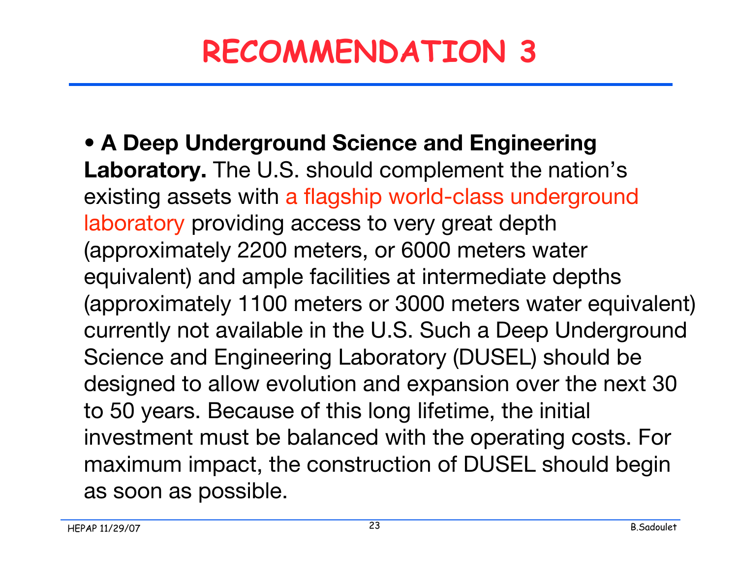# RECOMMENDATION 3

- **A Deep Underground Science and Engineering Laboratory.** The U.S. should complement the nation's existing assets with a flagship world-class underground laboratory providing access to very great depth (approximately 2200 meters, or 6000 meters water equivalent) and ample facilities at intermediate depths (approximately 1100 meters or 3000 meters water equivalent) currently not available in the U.S. Such a Deep Underground Science and Engineering Laboratory (DUSEL) should be designed to allow evolution and expansion over the next 30 to 50 years. Because of this long lifetime, the initial investment must be balanced with the operating costs. For maximum impact, the construction of DUSEL should begin as soon as possible.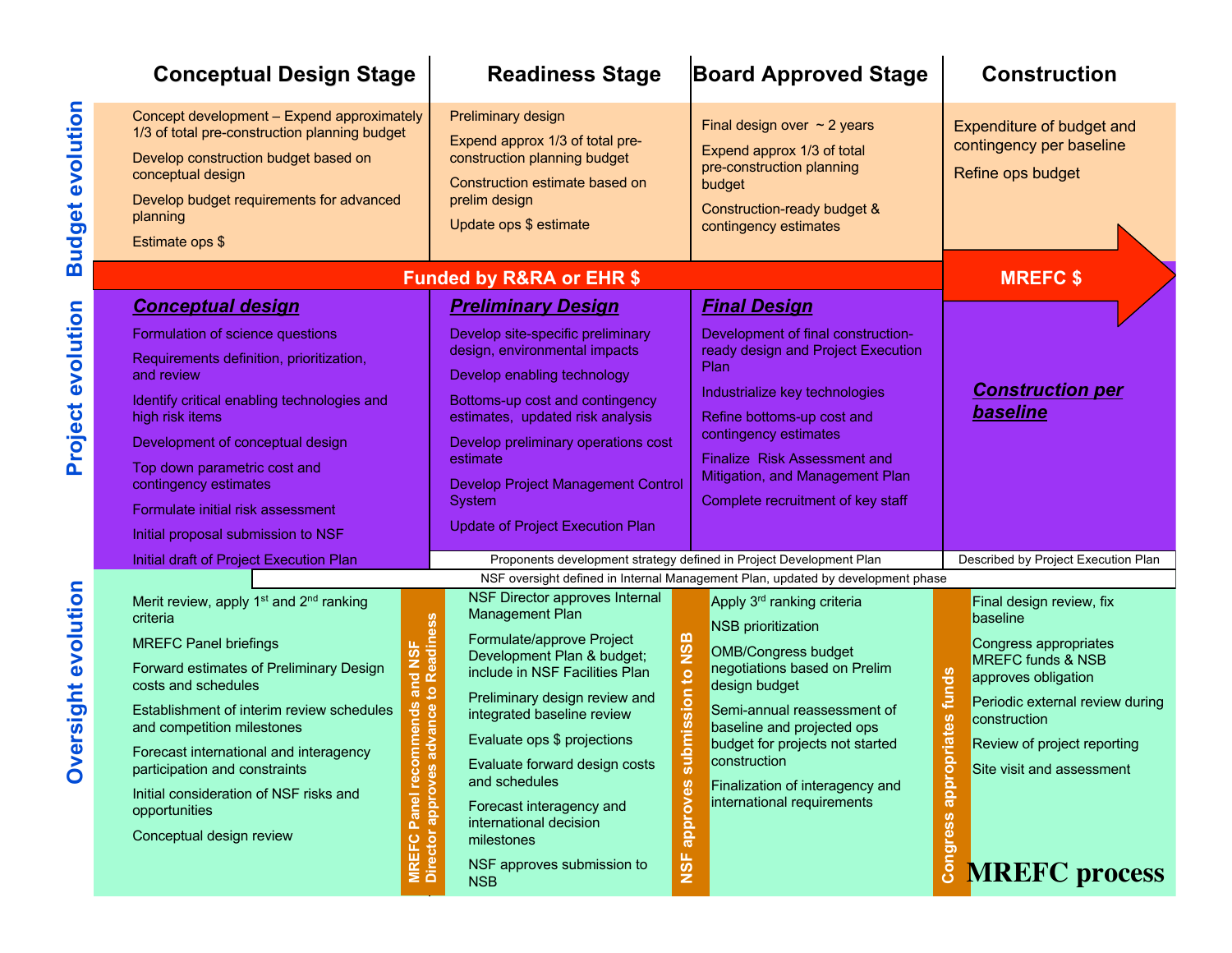# MREFC process

| | Conceptual Design Stage | Readiness Stage | Board Approved Stage | Construction |
|---|---|---|---|---|
| **Budget evolution** | Concept development – Expend approximately 1/3 of total pre-construction planning budget<br>Develop construction budget based on conceptual design<br>Develop budget requirements for advanced planning<br>Estimate ops $ | Preliminary design<br>Expend approx 1/3 of total pre-construction planning budget<br>Construction estimate based on prelim design<br>Update ops $ estimate | Final design over ~ 2 years<br>Expend approx 1/3 of total pre-construction planning budget<br>Construction-ready budget & contingency estimates | Expenditure of budget and contingency per baseline<br>Refine ops budget |
| | Funded by R&RA or EHR $ | | | MREFC $ |
| **Project evolution** | ***Conceptual design***<br>Formulation of science questions<br>Requirements definition, prioritization, and review<br>Identify critical enabling technologies and high risk items<br>Development of conceptual design<br>Top down parametric cost and contingency estimates<br>Formulate initial risk assessment<br>Initial proposal submission to NSF<br>Initial draft of Project Execution Plan | ***Preliminary Design***<br>Develop site-specific preliminary design, environmental impacts<br>Develop enabling technology<br>Bottoms-up cost and contingency estimates, updated risk analysis<br>Develop preliminary operations cost estimate<br>Develop Project Management Control System<br>Update of Project Execution Plan | ***Final Design***<br>Development of final construction-ready design and Project Execution Plan<br>Industrialize key technologies<br>Refine bottoms-up cost and contingency estimates<br>Finalize Risk Assessment and Mitigation, and Management Plan<br>Complete recruitment of key staff | ***Construction per baseline*** |
| | | Proponents development strategy defined in Project Development Plan | | Described by Project Execution Plan |
| | NSF oversight defined in Internal Management Plan, updated by development phase | | | |
| **Oversight evolution** | Merit review, apply 1st and 2nd ranking criteria<br>MREFC Panel briefings<br>Forward estimates of Preliminary Design costs and schedules<br>Establishment of interim review schedules and competition milestones<br>Forecast international and interagency participation and constraints<br>Initial consideration of NSF risks and opportunities<br>Conceptual design review<br><br>**MREFC Panel recommends and NSF Director approves advance to Readiness** | NSF Director approves Internal Management Plan<br>Formulate/approve Project Development Plan & budget; include in NSF Facilities Plan<br>Preliminary design review and integrated baseline review<br>Evaluate ops $ projections<br>Evaluate forward design costs and schedules<br>Forecast interagency and international decision milestones<br>NSF approves submission to NSB<br><br>**NSF approves submission to NSB** | Apply 3rd ranking criteria<br>NSB prioritization<br>OMB/Congress budget negotiations based on Prelim design budget<br>Semi-annual reassessment of baseline and projected ops budget for projects not started construction<br>Finalization of interagency and international requirements<br><br>**Congress appropriates funds** | Final design review, fix baseline<br>Congress appropriates MREFC funds & NSB approves obligation<br>Periodic external review during construction<br>Review of project reporting<br>Site visit and assessment |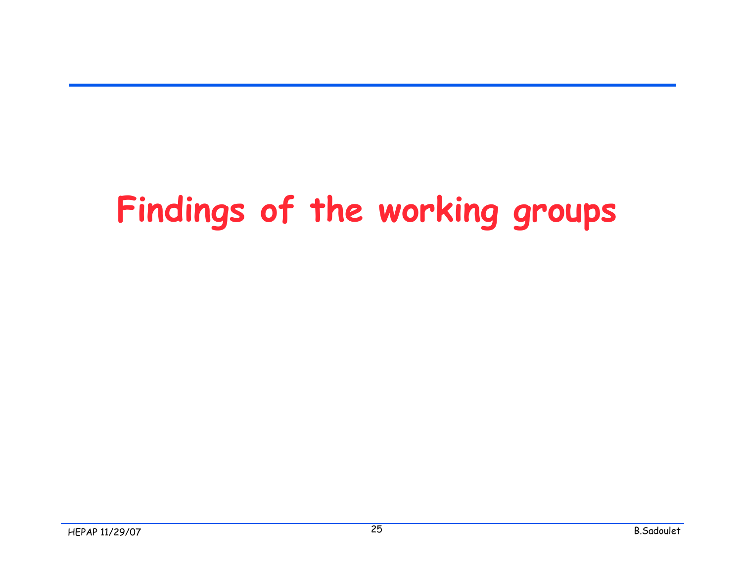# Findings of the working groups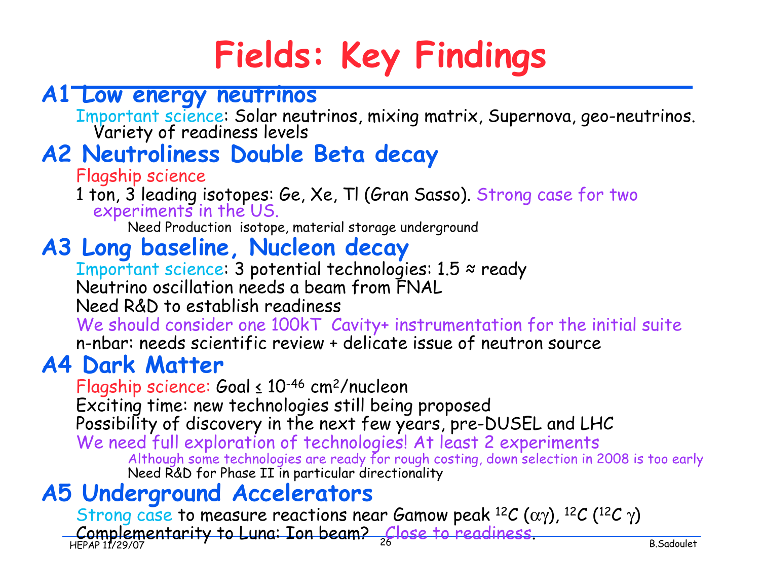# Fields: Key Findings

## A1 Low energy neutrinos

Important science: Solar neutrinos, mixing matrix, Supernova, geo-neutrinos. Variety of readiness levels

## A2 Neutroliness Double Beta decay

Flagship science

1 ton, 3 leading isotopes: Ge, Xe, Tl (Gran Sasso). Strong case for two experiments in the US.

Need Production isotope, material storage underground

## A3 Long baseline, Nucleon decay

Important science: 3 potential technologies: 1.5 ≈ ready

Neutrino oscillation needs a beam from FNAL

Need R&D to establish readiness

We should consider one 100kT Cavity+ instrumentation for the initial suite

n-nbar: needs scientific review + delicate issue of neutron source

## A4 Dark Matter

Flagship science: Goal ≤ $10^{-46}$ $cm^2$/nucleon

Exciting time: new technologies still being proposed

Possibility of discovery in the next few years, pre-DUSEL and LHC

We need full exploration of technologies! At least 2 experiments

Although some technologies are ready for rough costing, down selection in 2008 is too early

Need R&D for Phase II in particular directionality

## A5 Underground Accelerators

Strong case to measure reactions near Gamow peak $^{12}C$ ($\alpha\gamma$), $^{12}C$ ($^{12}C$ $\gamma$)

Complementarity to Luna: Ion beam? Close to readiness.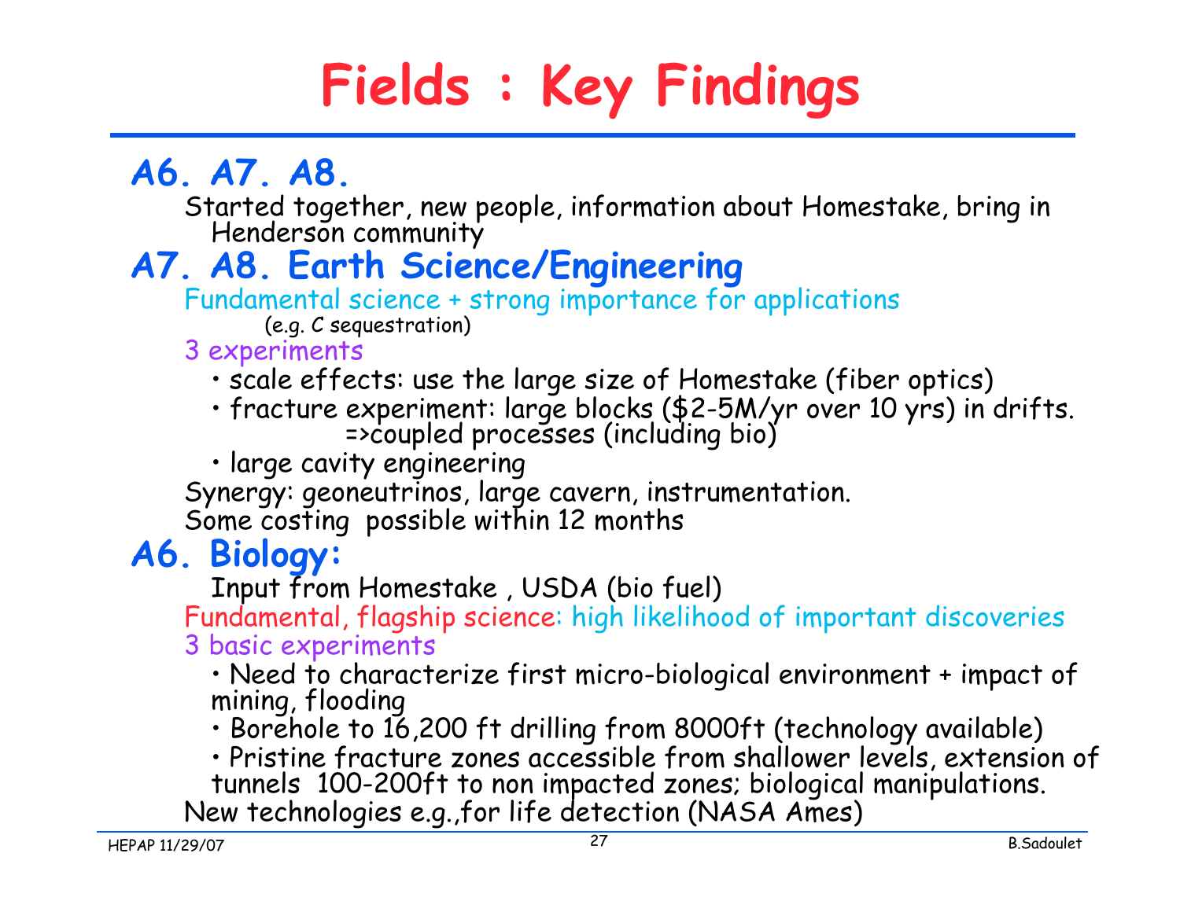# Fields : Key Findings

## A6. A7. A8.

Started together, new people, information about Homestake, bring in Henderson community

## A7. A8. Earth Science/Engineering

Fundamental science + strong importance for applications

(e.g. C sequestration)

3 experiments

- scale effects: use the large size of Homestake (fiber optics)
- fracture experiment: large blocks ($2-5M/yr over 10 yrs) in drifts. =>coupled processes (including bio)
- large cavity engineering

Synergy: geoneutrinos, large cavern, instrumentation.

Some costing possible within 12 months

## A6. Biology:

Input from Homestake , USDA (bio fuel)

Fundamental, flagship science: high likelihood of important discoveries

3 basic experiments

- Need to characterize first micro-biological environment + impact of mining, flooding
- Borehole to 16,200 ft drilling from 8000ft (technology available)
- Pristine fracture zones accessible from shallower levels, extension of tunnels 100-200ft to non impacted zones; biological manipulations.

New technologies e.g.,for life detection (NASA Ames)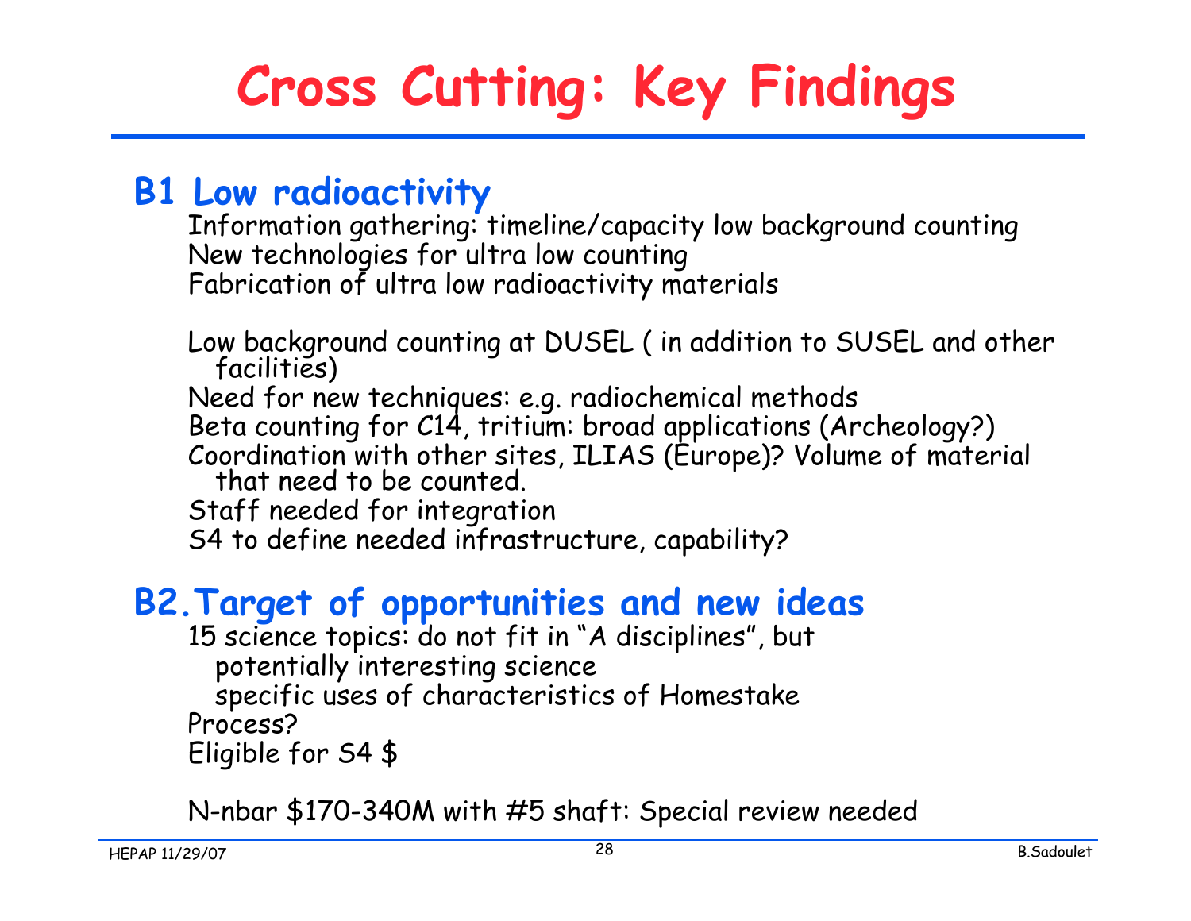# Cross Cutting: Key Findings

## B1 Low radioactivity

Information gathering: timeline/capacity low background counting
New technologies for ultra low counting
Fabrication of ultra low radioactivity materials

Low background counting at DUSEL ( in addition to SUSEL and other facilities)
Need for new techniques: e.g. radiochemical methods
Beta counting for C14, tritium: broad applications (Archeology?)
Coordination with other sites, ILIAS (Europe)? Volume of material that need to be counted.
Staff needed for integration
S4 to define needed infrastructure, capability?

## B2.Target of opportunities and new ideas

15 science topics: do not fit in "A disciplines", but
  potentially interesting science
  specific uses of characteristics of Homestake
Process?
Eligible for S4 $

N-nbar $170-340M with #5 shaft: Special review needed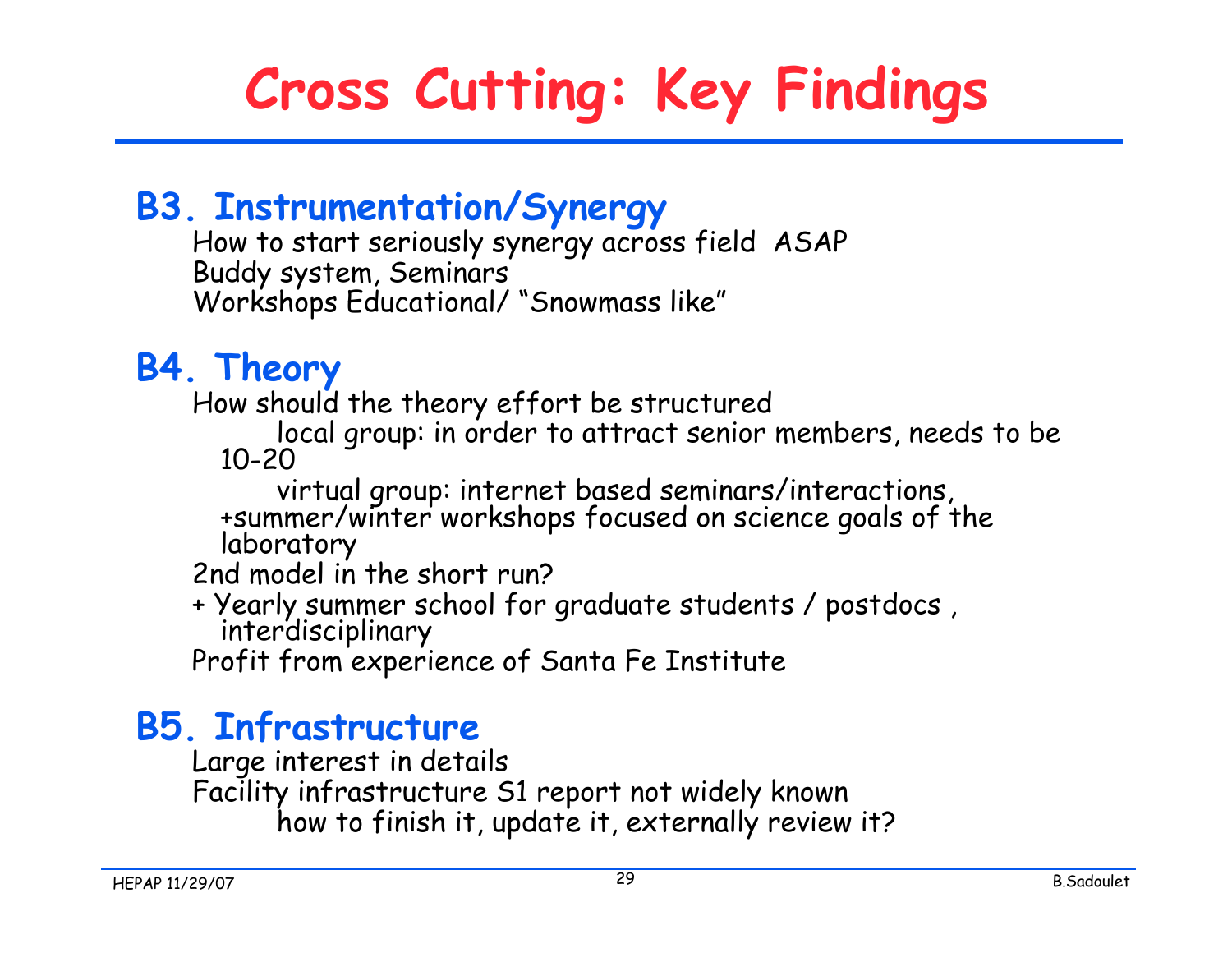# Cross Cutting: Key Findings

## B3. Instrumentation/Synergy

How to start seriously synergy across field ASAP
Buddy system, Seminars
Workshops Educational/ “Snowmass like”

## B4. Theory

How should the theory effort be structured

- local group: in order to attract senior members, needs to be 10-20
- virtual group: internet based seminars/interactions, +summer/winter workshops focused on science goals of the laboratory

2nd model in the short run?

+ Yearly summer school for graduate students / postdocs , interdisciplinary

Profit from experience of Santa Fe Institute

## B5. Infrastructure

Large interest in details
Facility infrastructure S1 report not widely known

- how to finish it, update it, externally review it?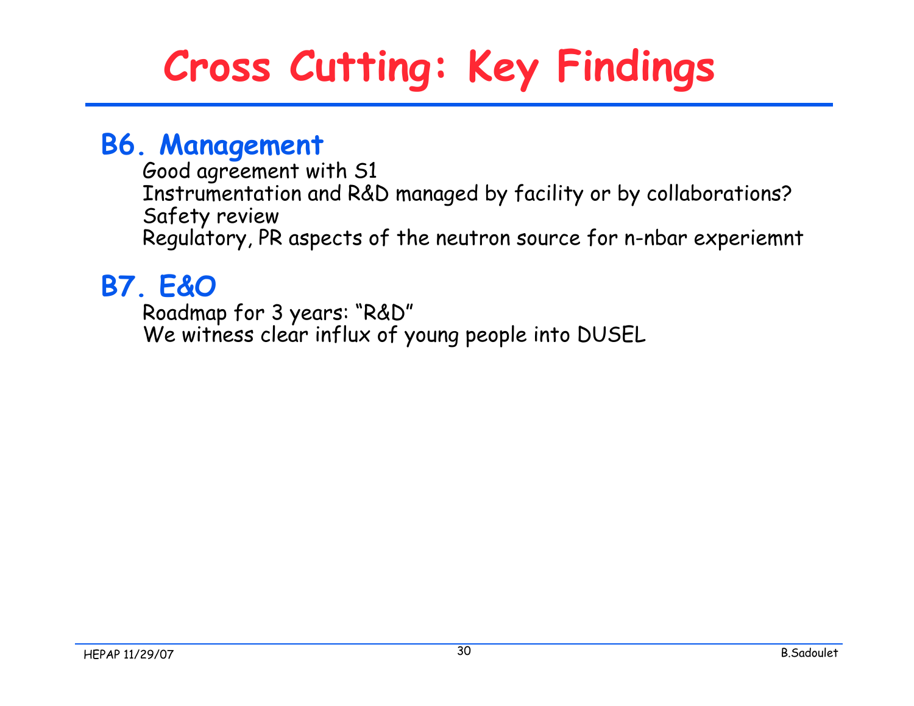# Cross Cutting: Key Findings

## B6. Management

Good agreement with S1
Instrumentation and R&D managed by facility or by collaborations?
Safety review
Regulatory, PR aspects of the neutron source for n-nbar experiemnt

## B7. E&O

Roadmap for 3 years: "R&D"
We witness clear influx of young people into DUSEL